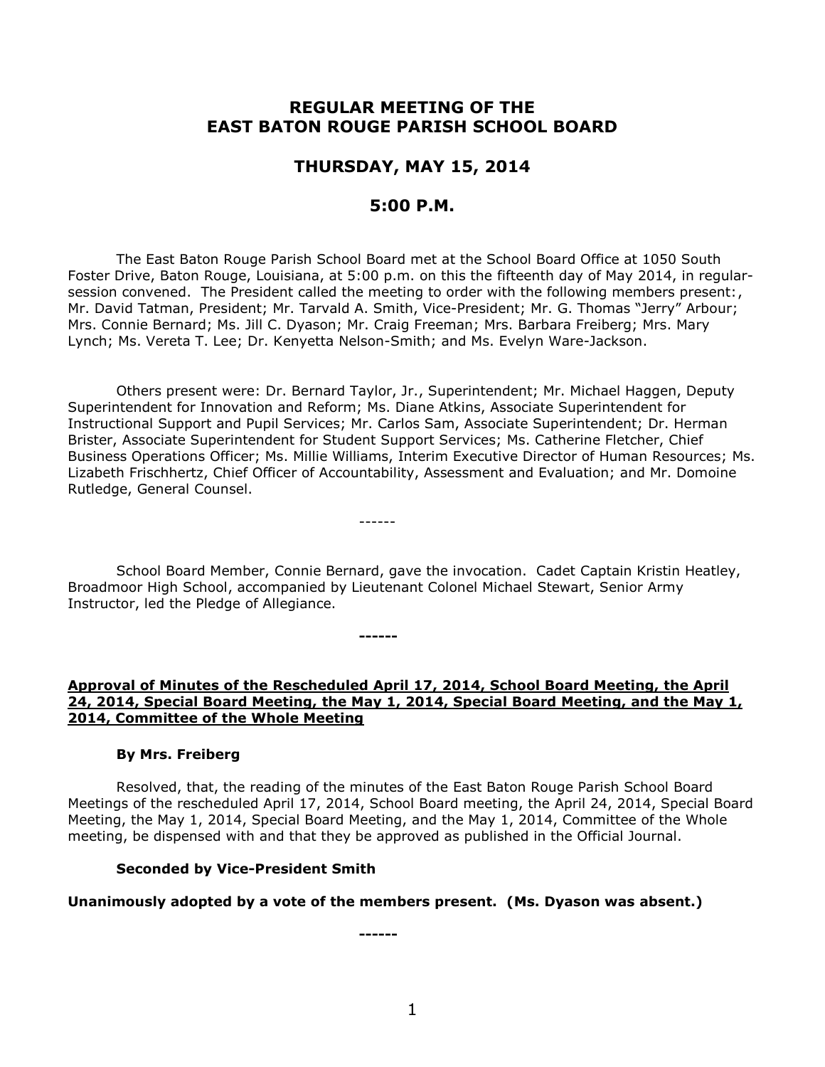# REGULAR MEETING OF THE EAST BATON ROUGE PARISH SCHOOL BOARD

## THURSDAY, MAY 15, 2014

## 5:00 P.M.

The East Baton Rouge Parish School Board met at the School Board Office at 1050 South Foster Drive, Baton Rouge, Louisiana, at 5:00 p.m. on this the fifteenth day of May 2014, in regular-session convened. The President called the meeting to order with the following members present:, Mr. David Tatman, President; Mr. Tarvald A. Smith, Vice-President; Mr. G. Thomas "Jerry" Arbour; Mrs. Connie Bernard; Ms. Jill C. Dyason; Mr. Craig Freeman; Mrs. Barbara Freiberg; Mrs. Mary Lynch; Ms. Vereta T. Lee; Dr. Kenyetta Nelson-Smith; and Ms. Evelyn Ware-Jackson.

Others present were: Dr. Bernard Taylor, Jr., Superintendent; Mr. Michael Haggen, Deputy Superintendent for Innovation and Reform; Ms. Diane Atkins, Associate Superintendent for Instructional Support and Pupil Services; Mr. Carlos Sam, Associate Superintendent; Dr. Herman Brister, Associate Superintendent for Student Support Services; Ms. Catherine Fletcher, Chief Business Operations Officer; Ms. Millie Williams, Interim Executive Director of Human Resources; Ms. Lizabeth Frischhertz, Chief Officer of Accountability, Assessment and Evaluation; and Mr. Domoine Rutledge, General Counsel.

------

School Board Member, Connie Bernard, gave the invocation. Cadet Captain Kristin Heatley, Broadmoor High School, accompanied by Lieutenant Colonel Michael Stewart, Senior Army Instructor, led the Pledge of Allegiance.

------

**Approval of Minutes of the Rescheduled April 17, 2014, School Board Meeting, the April 24, 2014, Special Board Meeting, the May 1, 2014, Special Board Meeting, and the May 1, 2014, Committee of the Whole Meeting**

**By Mrs. Freiberg**

Resolved, that, the reading of the minutes of the East Baton Rouge Parish School Board Meetings of the rescheduled April 17, 2014, School Board meeting, the April 24, 2014, Special Board Meeting, the May 1, 2014, Special Board Meeting, and the May 1, 2014, Committee of the Whole meeting, be dispensed with and that they be approved as published in the Official Journal.

**Seconded by Vice-President Smith**

**Unanimously adopted by a vote of the members present. (Ms. Dyason was absent.)**

------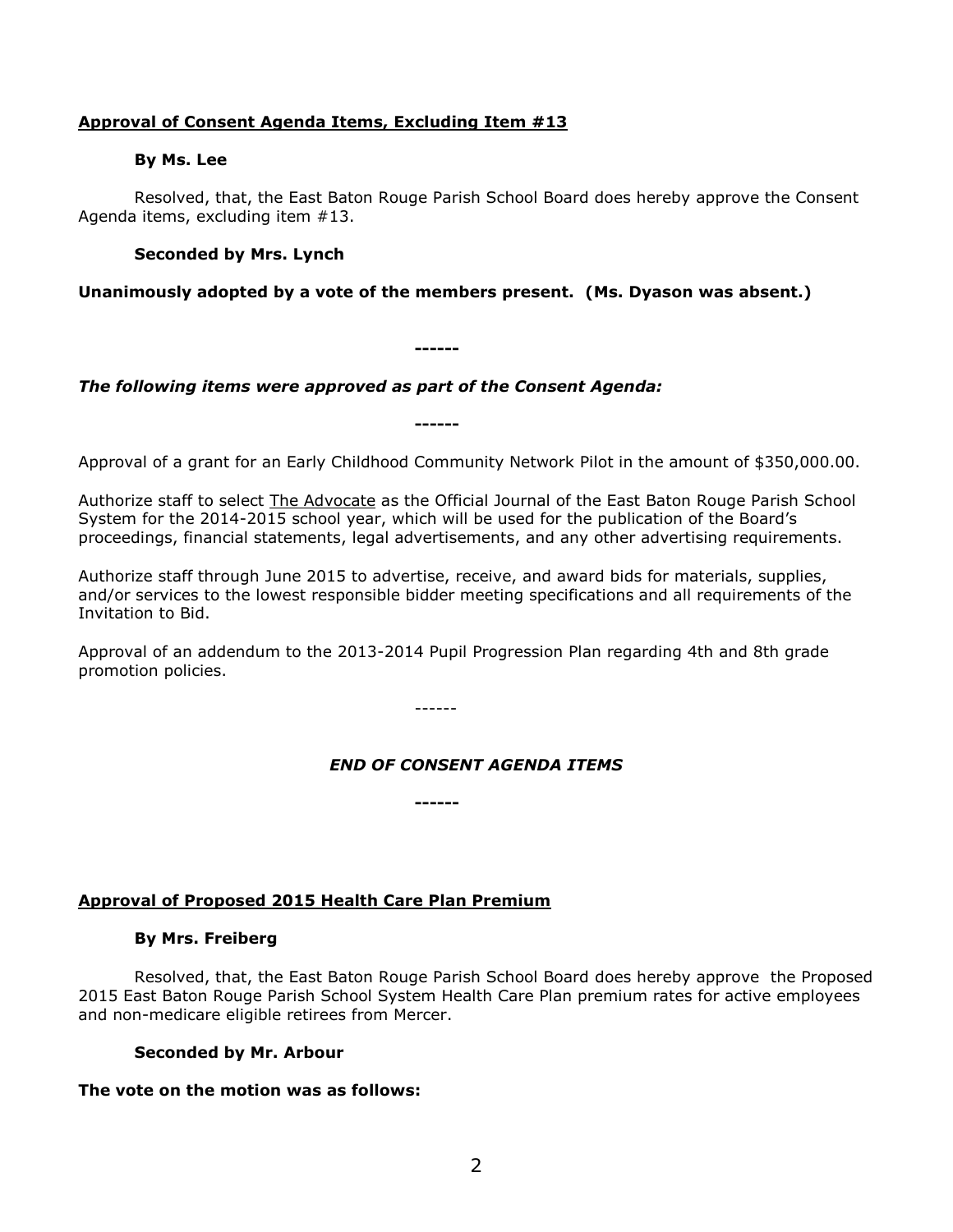**<u>Approval of Consent Agenda Items, Excluding Item #13</u>**

**By Ms. Lee**

Resolved, that, the East Baton Rouge Parish School Board does hereby approve the Consent Agenda items, excluding item #13.

**Seconded by Mrs. Lynch**

**Unanimously adopted by a vote of the members present. (Ms. Dyason was absent.)**

**------**

***The following items were approved as part of the Consent Agenda:***

**------**

Approval of a grant for an Early Childhood Community Network Pilot in the amount of $350,000.00.

Authorize staff to select <u>The Advocate</u> as the Official Journal of the East Baton Rouge Parish School System for the 2014-2015 school year, which will be used for the publication of the Board's proceedings, financial statements, legal advertisements, and any other advertising requirements.

Authorize staff through June 2015 to advertise, receive, and award bids for materials, supplies, and/or services to the lowest responsible bidder meeting specifications and all requirements of the Invitation to Bid.

Approval of an addendum to the 2013-2014 Pupil Progression Plan regarding 4th and 8th grade promotion policies.

------

***END OF CONSENT AGENDA ITEMS***

**------**

**<u>Approval of Proposed 2015 Health Care Plan Premium</u>**

**By Mrs. Freiberg**

Resolved, that, the East Baton Rouge Parish School Board does hereby approve the Proposed 2015 East Baton Rouge Parish School System Health Care Plan premium rates for active employees and non-medicare eligible retirees from Mercer.

**Seconded by Mr. Arbour**

**The vote on the motion was as follows:**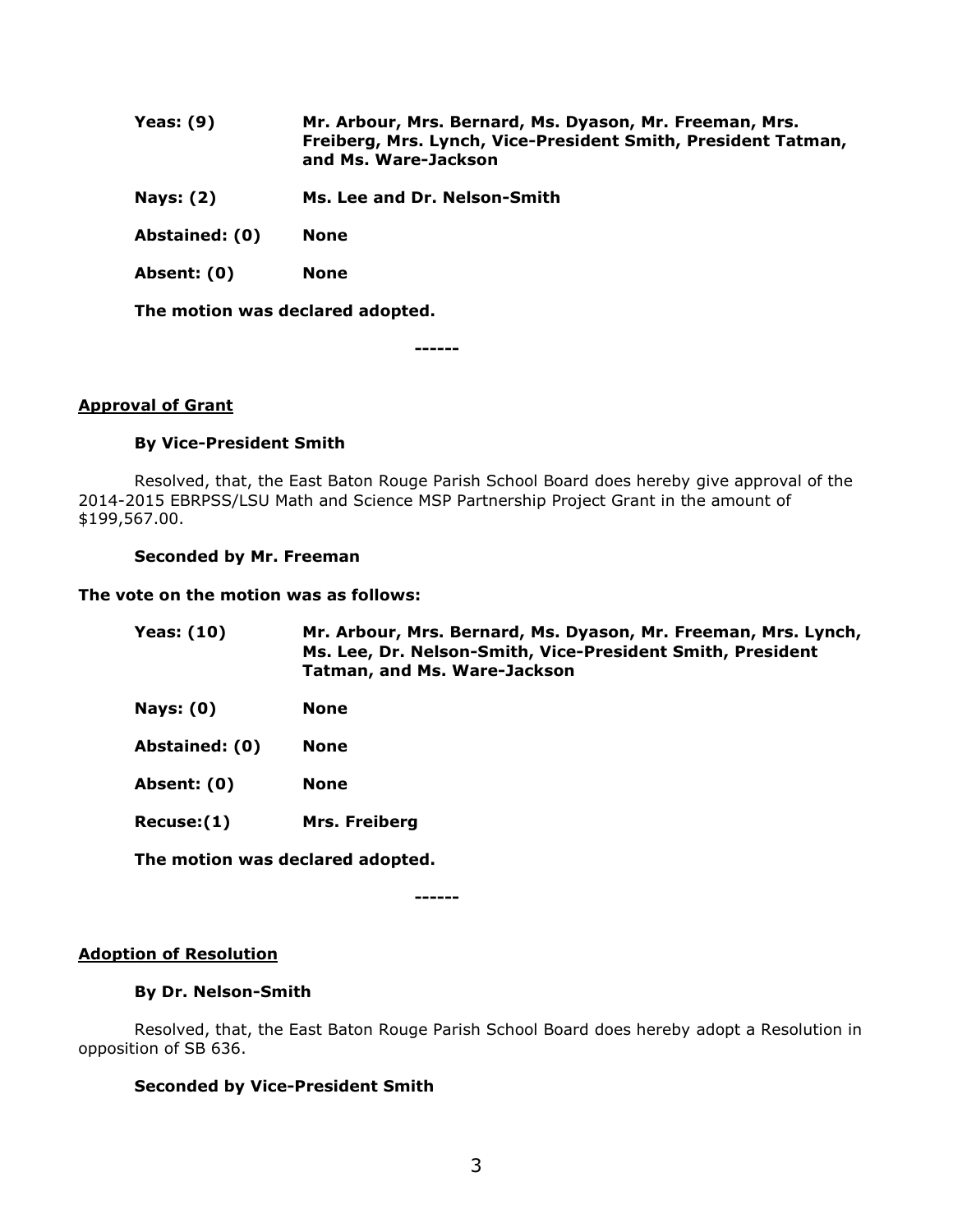| | |
|---|---|
| **Yeas: (9)** | **Mr. Arbour, Mrs. Bernard, Ms. Dyason, Mr. Freeman, Mrs. Freiberg, Mrs. Lynch, Vice-President Smith, President Tatman, and Ms. Ware-Jackson** |
| **Nays: (2)** | **Ms. Lee and Dr. Nelson-Smith** |
| **Abstained: (0)** | **None** |
| **Absent: (0)** | **None** |

**The motion was declared adopted.**

------

**Approval of Grant**

**By Vice-President Smith**

Resolved, that, the East Baton Rouge Parish School Board does hereby give approval of the 2014-2015 EBRPSS/LSU Math and Science MSP Partnership Project Grant in the amount of $199,567.00.

**Seconded by Mr. Freeman**

**The vote on the motion was as follows:**

| | |
|---|---|
| **Yeas: (10)** | **Mr. Arbour, Mrs. Bernard, Ms. Dyason, Mr. Freeman, Mrs. Lynch, Ms. Lee, Dr. Nelson-Smith, Vice-President Smith, President Tatman, and Ms. Ware-Jackson** |
| **Nays: (0)** | **None** |
| **Abstained: (0)** | **None** |
| **Absent: (0)** | **None** |
| **Recuse:(1)** | **Mrs. Freiberg** |

**The motion was declared adopted.**

------

**Adoption of Resolution**

**By Dr. Nelson-Smith**

Resolved, that, the East Baton Rouge Parish School Board does hereby adopt a Resolution in opposition of SB 636.

**Seconded by Vice-President Smith**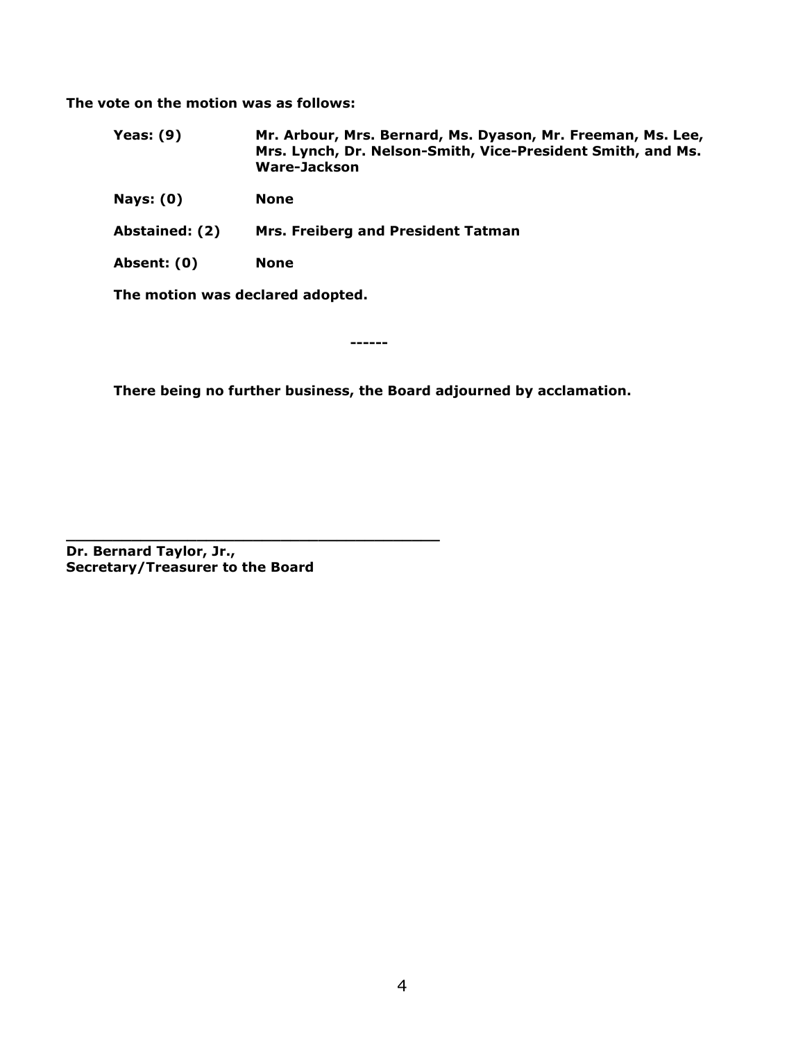**The vote on the motion was as follows:**

| | |
|---|---|
| **Yeas: (9)** | **Mr. Arbour, Mrs. Bernard, Ms. Dyason, Mr. Freeman, Ms. Lee, Mrs. Lynch, Dr. Nelson-Smith, Vice-President Smith, and Ms. Ware-Jackson** |
| **Nays: (0)** | **None** |
| **Abstained: (2)** | **Mrs. Freiberg and President Tatman** |
| **Absent: (0)** | **None** |

**The motion was declared adopted.**

**------**

**There being no further business, the Board adjourned by acclamation.**

\_\_\_\_\_\_\_\_\_\_\_\_\_\_\_\_\_\_\_\_\_\_\_\_\_\_\_\_\_\_\_\_\_\_\_\_\_\_\_\_\_\_

**Dr. Bernard Taylor, Jr.,**
**Secretary/Treasurer to the Board**